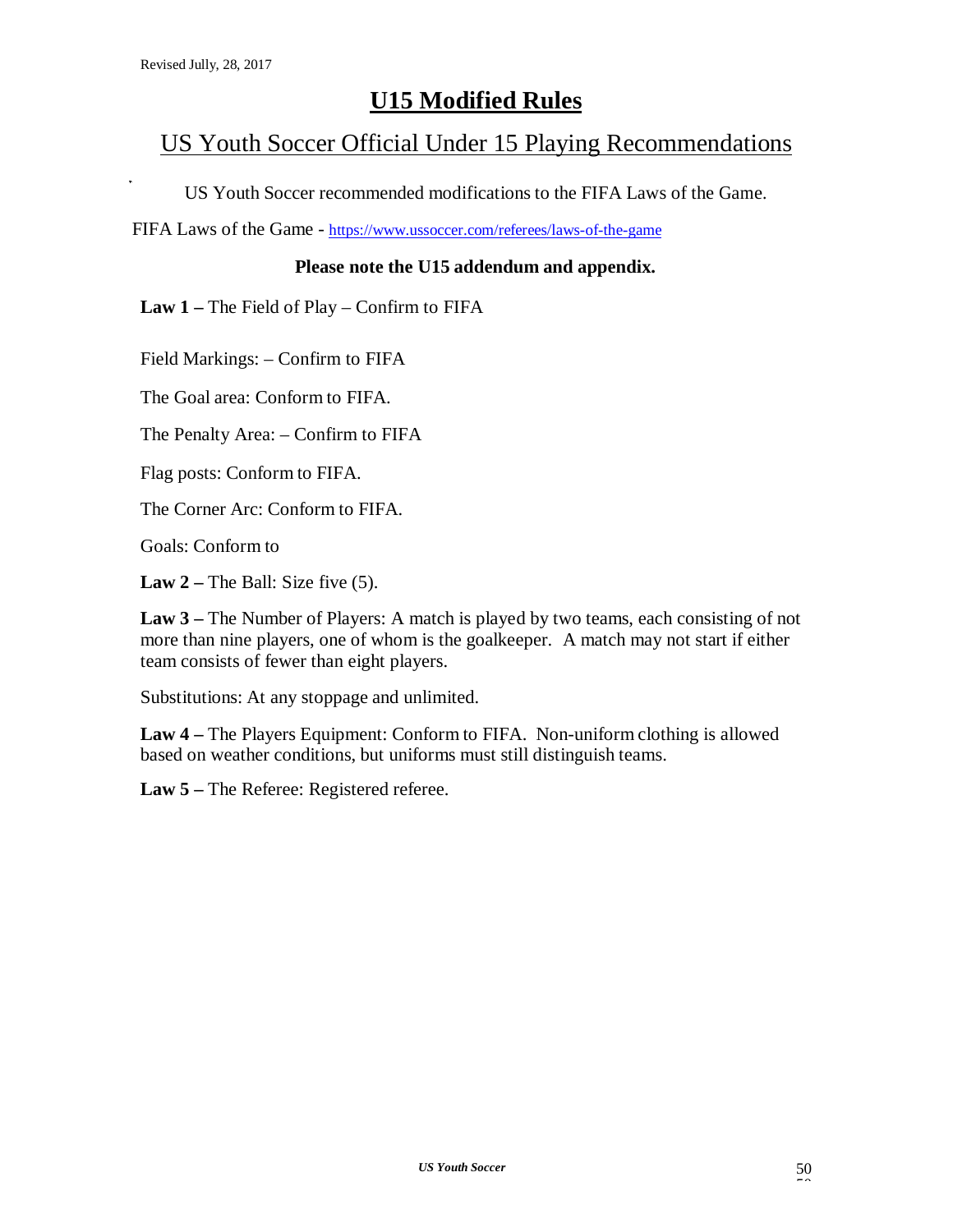Revised Jully, 28, 2017

# U15 Modified Rules

## US Youth Soccer Official Under 15 Playing Recommendations

US Youth Soccer recommended modifications to the FIFA Laws of the Game.

FIFA Laws of the Game - https://www.ussoccer.com/referees/laws-of-the-game

**Please note the U15 addendum and appendix.**

**Law 1 –** The Field of Play – Confirm to FIFA

Field Markings: – Confirm to FIFA

The Goal area: Conform to FIFA.

The Penalty Area: – Confirm to FIFA

Flag posts: Conform to FIFA.

The Corner Arc: Conform to FIFA.

Goals: Conform to

**Law 2 –** The Ball: Size five (5).

**Law 3 –** The Number of Players: A match is played by two teams, each consisting of not more than nine players, one of whom is the goalkeeper. A match may not start if either team consists of fewer than eight players.

Substitutions: At any stoppage and unlimited.

**Law 4 –** The Players Equipment: Conform to FIFA. Non-uniform clothing is allowed based on weather conditions, but uniforms must still distinguish teams.

**Law 5 –** The Referee: Registered referee.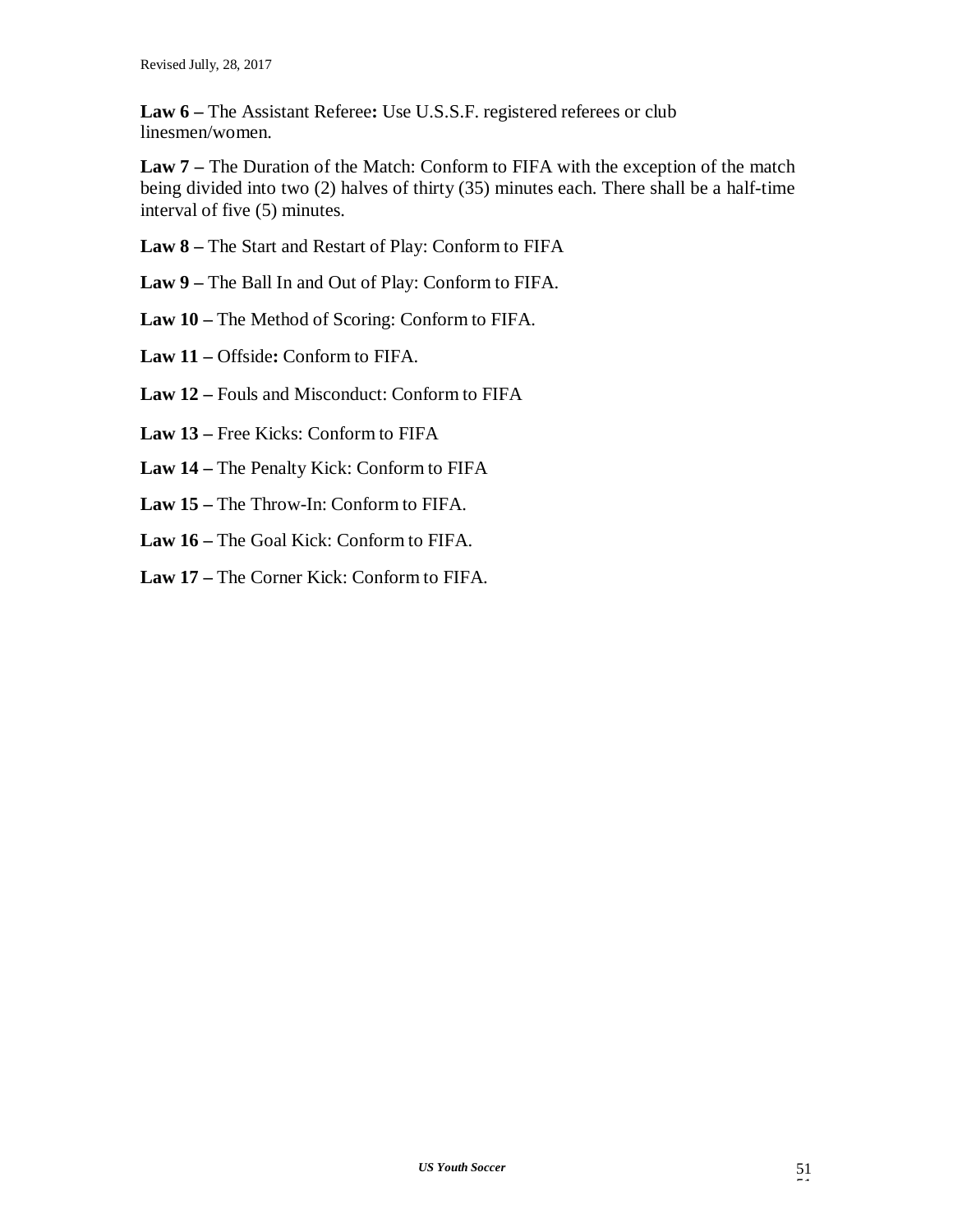**Law 6 –** The Assistant Referee**:** Use U.S.S.F. registered referees or club linesmen/women.

**Law 7 –** The Duration of the Match: Conform to FIFA with the exception of the match being divided into two (2) halves of thirty (35) minutes each. There shall be a half-time interval of five (5) minutes.

**Law 8 –** The Start and Restart of Play: Conform to FIFA

**Law 9 –** The Ball In and Out of Play: Conform to FIFA.

**Law 10 –** The Method of Scoring: Conform to FIFA.

**Law 11 –** Offside**:** Conform to FIFA.

**Law 12 –** Fouls and Misconduct: Conform to FIFA

**Law 13 –** Free Kicks: Conform to FIFA

**Law 14 –** The Penalty Kick: Conform to FIFA

**Law 15 –** The Throw-In: Conform to FIFA.

**Law 16 –** The Goal Kick: Conform to FIFA.

**Law 17 –** The Corner Kick: Conform to FIFA.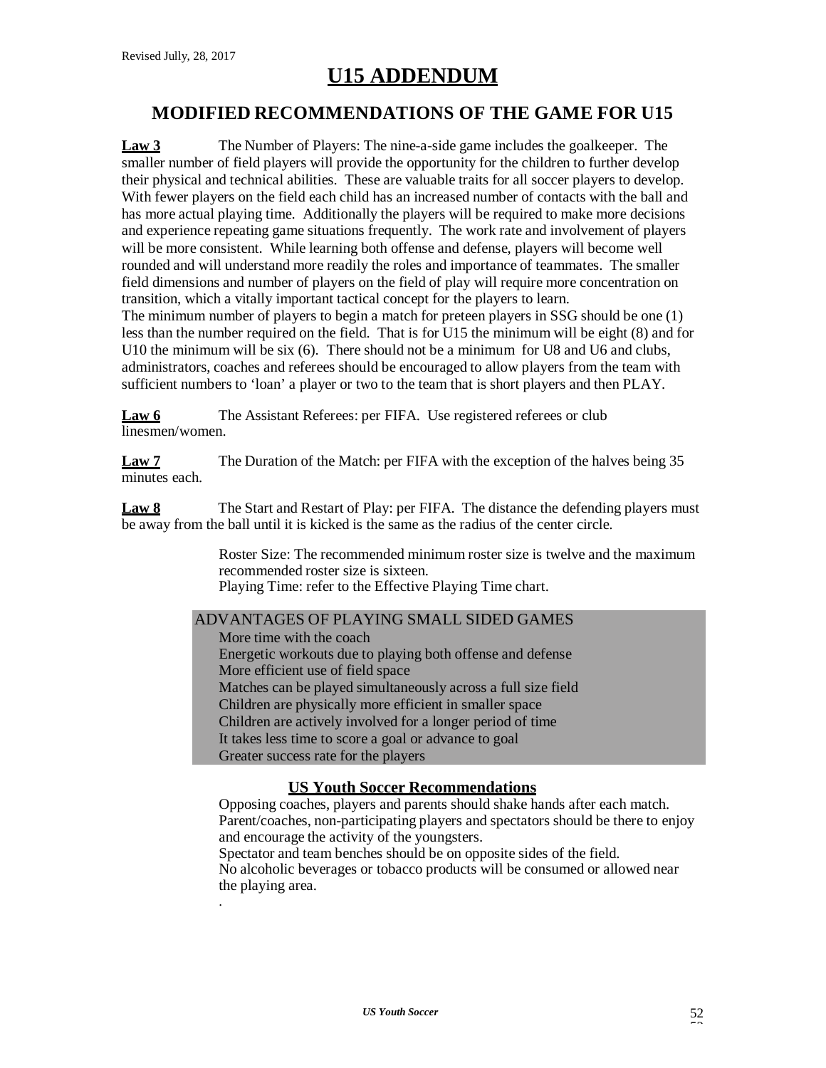Revised Jully, 28, 2017

# U15 ADDENDUM

## MODIFIED RECOMMENDATIONS OF THE GAME FOR U15

**Law 3** The Number of Players: The nine-a-side game includes the goalkeeper. The smaller number of field players will provide the opportunity for the children to further develop their physical and technical abilities. These are valuable traits for all soccer players to develop. With fewer players on the field each child has an increased number of contacts with the ball and has more actual playing time. Additionally the players will be required to make more decisions and experience repeating game situations frequently. The work rate and involvement of players will be more consistent. While learning both offense and defense, players will become well rounded and will understand more readily the roles and importance of teammates. The smaller field dimensions and number of players on the field of play will require more concentration on transition, which a vitally important tactical concept for the players to learn.

The minimum number of players to begin a match for preteen players in SSG should be one (1) less than the number required on the field. That is for U15 the minimum will be eight (8) and for U10 the minimum will be six (6). There should not be a minimum for U8 and U6 and clubs, administrators, coaches and referees should be encouraged to allow players from the team with sufficient numbers to 'loan' a player or two to the team that is short players and then PLAY.

**Law 6** The Assistant Referees: per FIFA. Use registered referees or club linesmen/women.

**Law 7** The Duration of the Match: per FIFA with the exception of the halves being 35 minutes each.

**Law 8** The Start and Restart of Play: per FIFA. The distance the defending players must be away from the ball until it is kicked is the same as the radius of the center circle.

Roster Size: The recommended minimum roster size is twelve and the maximum recommended roster size is sixteen.
Playing Time: refer to the Effective Playing Time chart.

ADVANTAGES OF PLAYING SMALL SIDED GAMES

- More time with the coach
- Energetic workouts due to playing both offense and defense
- More efficient use of field space
- Matches can be played simultaneously across a full size field
- Children are physically more efficient in smaller space
- Children are actively involved for a longer period of time
- It takes less time to score a goal or advance to goal
- Greater success rate for the players

### US Youth Soccer Recommendations

Opposing coaches, players and parents should shake hands after each match.
Parent/coaches, non-participating players and spectators should be there to enjoy and encourage the activity of the youngsters.
Spectator and team benches should be on opposite sides of the field.
No alcoholic beverages or tobacco products will be consumed or allowed near the playing area.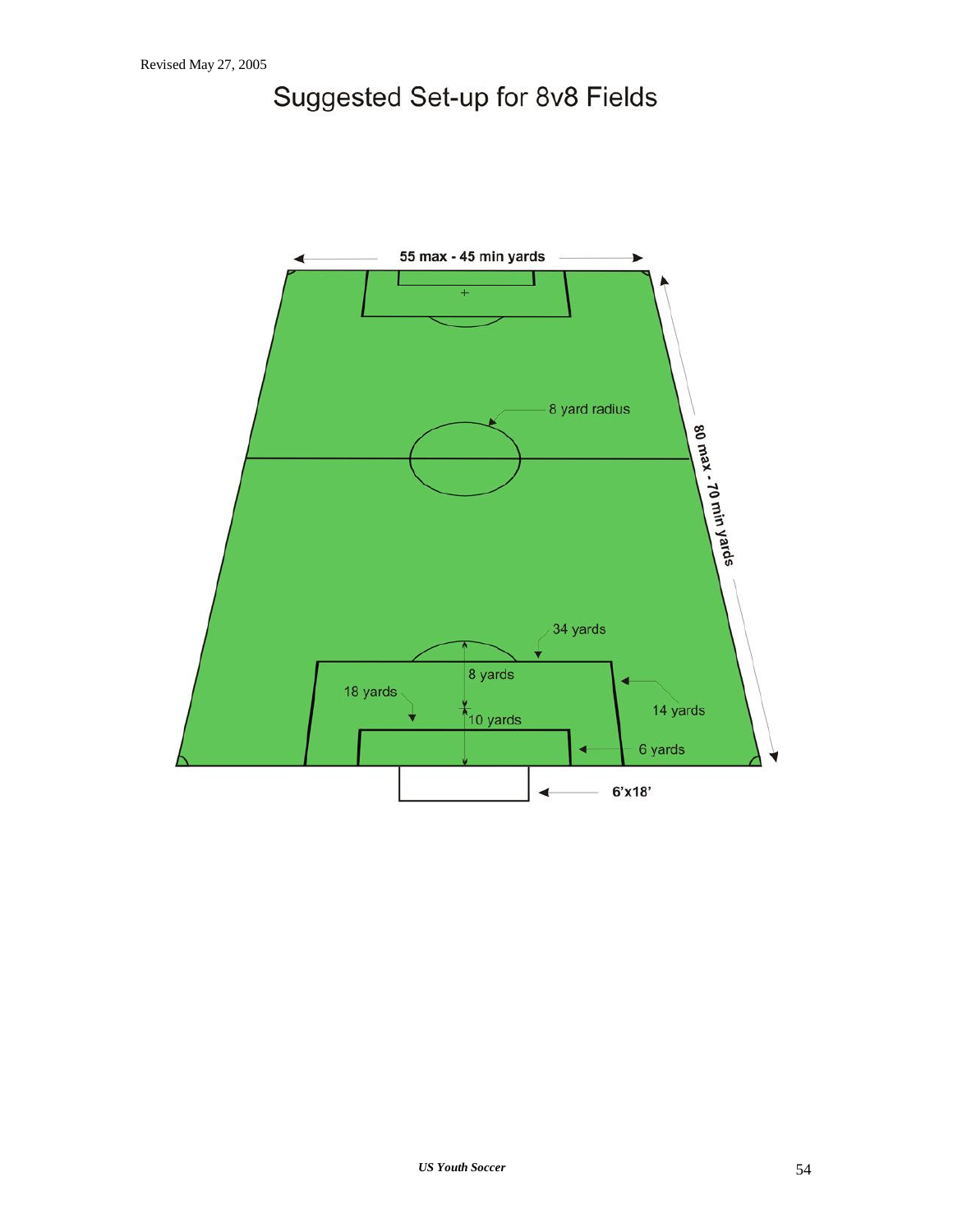Revised May 27, 2005

# Suggested Set-up for 8v8 Fields

55 max - 45 min yards

8 yard radius

80 max - 70 min yards

34 yards

8 yards

18 yards

14 yards

10 yards

6 yards

6'x18'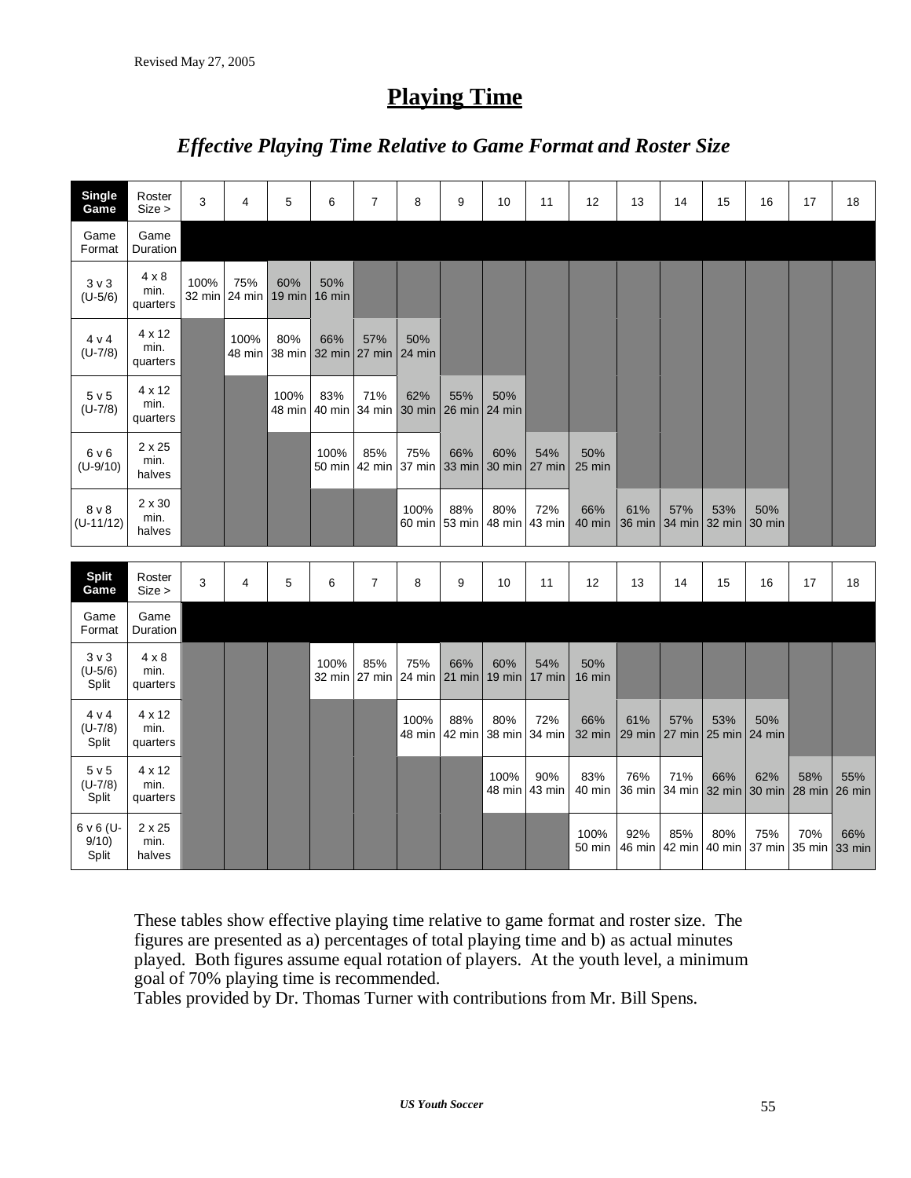Revised May 27, 2005

# Playing Time

## *Effective Playing Time Relative to Game Format and Roster Size*

| **Single Game** | Roster Size > | 3 | 4 | 5 | 6 | 7 | 8 | 9 | 10 | 11 | 12 | 13 | 14 | 15 | 16 | 17 | 18 |
|---|---|---|---|---|---|---|---|---|---|---|---|---|---|---|---|---|---|
| Game Format | Game Duration | | | | | | | | | | | | | | | | |
| 3 v 3 (U-5/6) | 4 x 8 min. quarters | 100% 32 min | 75% 24 min | 60% 19 min | 50% 16 min | | | | | | | | | | | | |
| 4 v 4 (U-7/8) | 4 x 12 min. quarters | | 100% 48 min | 80% 38 min | 66% 32 min | 57% 27 min | 50% 24 min | | | | | | | | | | |
| 5 v 5 (U-7/8) | 4 x 12 min. quarters | | | 100% 48 min | 83% 40 min | 71% 34 min | 62% 30 min | 55% 26 min | 50% 24 min | | | | | | | | |
| 6 v 6 (U-9/10) | 2 x 25 min. halves | | | | 100% 50 min | 85% 42 min | 75% 37 min | 66% 33 min | 60% 30 min | 54% 27 min | 50% 25 min | | | | | | |
| 8 v 8 (U-11/12) | 2 x 30 min. halves | | | | | | 100% 60 min | 88% 53 min | 80% 48 min | 72% 43 min | 66% 40 min | 61% 36 min | 57% 34 min | 53% 32 min | 50% 30 min | | |

| **Split Game** | Roster Size > | 3 | 4 | 5 | 6 | 7 | 8 | 9 | 10 | 11 | 12 | 13 | 14 | 15 | 16 | 17 | 18 |
|---|---|---|---|---|---|---|---|---|---|---|---|---|---|---|---|---|---|
| Game Format | Game Duration | | | | | | | | | | | | | | | | |
| 3 v 3 (U-5/6) Split | 4 x 8 min. quarters | | | | 100% 32 min | 85% 27 min | 75% 24 min | 66% 21 min | 60% 19 min | 54% 17 min | 50% 16 min | | | | | | |
| 4 v 4 (U-7/8) Split | 4 x 12 min. quarters | | | | | | 100% 48 min | 88% 42 min | 80% 38 min | 72% 34 min | 66% 32 min | 61% 29 min | 57% 27 min | 53% 25 min | 50% 24 min | | |
| 5 v 5 (U-7/8) Split | 4 x 12 min. quarters | | | | | | | | 100% 48 min | 90% 43 min | 83% 40 min | 76% 36 min | 71% 34 min | 66% 32 min | 62% 30 min | 58% 28 min | 55% 26 min |
| 6 v 6 (U-9/10) Split | 2 x 25 min. halves | | | | | | | | | | 100% 50 min | 92% 46 min | 85% 42 min | 80% 40 min | 75% 37 min | 70% 35 min | 66% 33 min |

These tables show effective playing time relative to game format and roster size. The figures are presented as a) percentages of total playing time and b) as actual minutes played. Both figures assume equal rotation of players. At the youth level, a minimum goal of 70% playing time is recommended.
Tables provided by Dr. Thomas Turner with contributions from Mr. Bill Spens.